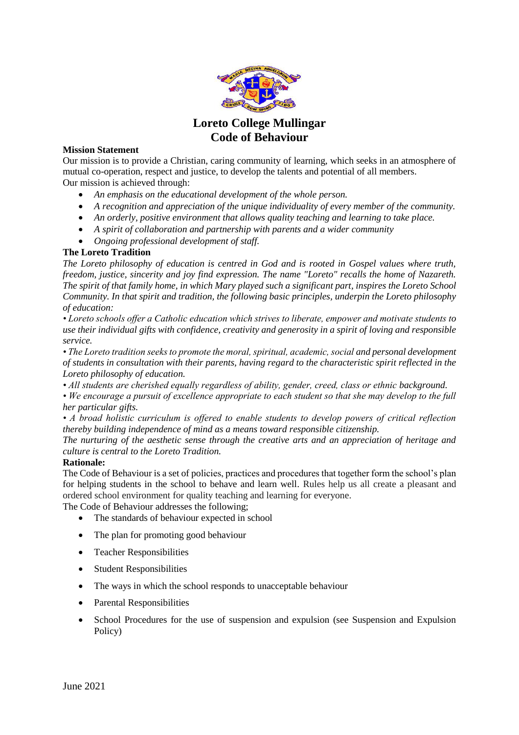# Loreto College Mullingar
# Code of Behaviour

**Mission Statement**

Our mission is to provide a Christian, caring community of learning, which seeks in an atmosphere of mutual co-operation, respect and justice, to develop the talents and potential of all members.

Our mission is achieved through:

- *An emphasis on the educational development of the whole person.*
- *A recognition and appreciation of the unique individuality of every member of the community.*
- *An orderly, positive environment that allows quality teaching and learning to take place.*
- *A spirit of collaboration and partnership with parents and a wider community*
- *Ongoing professional development of staff.*

**The Loreto Tradition**

*The Loreto philosophy of education is centred in God and is rooted in Gospel values where truth, freedom, justice, sincerity and joy find expression. The name "Loreto" recalls the home of Nazareth. The spirit of that family home, in which Mary played such a significant part, inspires the Loreto School Community. In that spirit and tradition, the following basic principles, underpin the Loreto philosophy of education:*

*• Loreto schools offer a Catholic education which strives to liberate, empower and motivate students to use their individual gifts with confidence, creativity and generosity in a spirit of loving and responsible service.*

*• The Loreto tradition seeks to promote the moral, spiritual, academic, social and personal development of students in consultation with their parents, having regard to the characteristic spirit reflected in the Loreto philosophy of education.*

*• All students are cherished equally regardless of ability, gender, creed, class or ethnic background.*

*• We encourage a pursuit of excellence appropriate to each student so that she may develop to the full her particular gifts.*

*• A broad holistic curriculum is offered to enable students to develop powers of critical reflection thereby building independence of mind as a means toward responsible citizenship.*

*The nurturing of the aesthetic sense through the creative arts and an appreciation of heritage and culture is central to the Loreto Tradition.*

**Rationale:**

The Code of Behaviour is a set of policies, practices and procedures that together form the school's plan for helping students in the school to behave and learn well. Rules help us all create a pleasant and ordered school environment for quality teaching and learning for everyone.

The Code of Behaviour addresses the following;

- The standards of behaviour expected in school
- The plan for promoting good behaviour
- Teacher Responsibilities
- Student Responsibilities
- The ways in which the school responds to unacceptable behaviour
- Parental Responsibilities
- School Procedures for the use of suspension and expulsion (see Suspension and Expulsion Policy)

June 2021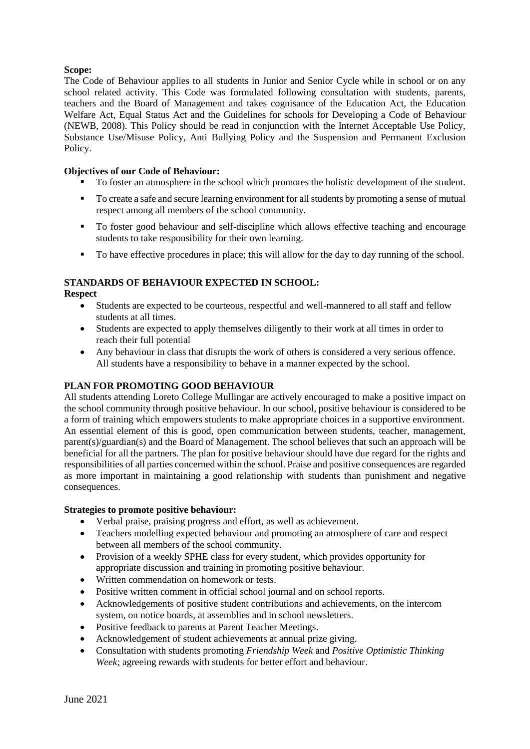**Scope:**

The Code of Behaviour applies to all students in Junior and Senior Cycle while in school or on any school related activity. This Code was formulated following consultation with students, parents, teachers and the Board of Management and takes cognisance of the Education Act, the Education Welfare Act, Equal Status Act and the Guidelines for schools for Developing a Code of Behaviour (NEWB, 2008). This Policy should be read in conjunction with the Internet Acceptable Use Policy, Substance Use/Misuse Policy, Anti Bullying Policy and the Suspension and Permanent Exclusion Policy.

**Objectives of our Code of Behaviour:**

- To foster an atmosphere in the school which promotes the holistic development of the student.
- To create a safe and secure learning environment for all students by promoting a sense of mutual respect among all members of the school community.
- To foster good behaviour and self-discipline which allows effective teaching and encourage students to take responsibility for their own learning.
- To have effective procedures in place; this will allow for the day to day running of the school.

**STANDARDS OF BEHAVIOUR EXPECTED IN SCHOOL:**

**Respect**

- Students are expected to be courteous, respectful and well-mannered to all staff and fellow students at all times.
- Students are expected to apply themselves diligently to their work at all times in order to reach their full potential
- Any behaviour in class that disrupts the work of others is considered a very serious offence. All students have a responsibility to behave in a manner expected by the school.

**PLAN FOR PROMOTING GOOD BEHAVIOUR**

All students attending Loreto College Mullingar are actively encouraged to make a positive impact on the school community through positive behaviour. In our school, positive behaviour is considered to be a form of training which empowers students to make appropriate choices in a supportive environment. An essential element of this is good, open communication between students, teacher, management, parent(s)/guardian(s) and the Board of Management. The school believes that such an approach will be beneficial for all the partners. The plan for positive behaviour should have due regard for the rights and responsibilities of all parties concerned within the school. Praise and positive consequences are regarded as more important in maintaining a good relationship with students than punishment and negative consequences.

**Strategies to promote positive behaviour:**

- Verbal praise, praising progress and effort, as well as achievement.
- Teachers modelling expected behaviour and promoting an atmosphere of care and respect between all members of the school community.
- Provision of a weekly SPHE class for every student, which provides opportunity for appropriate discussion and training in promoting positive behaviour.
- Written commendation on homework or tests.
- Positive written comment in official school journal and on school reports.
- Acknowledgements of positive student contributions and achievements, on the intercom system, on notice boards, at assemblies and in school newsletters.
- Positive feedback to parents at Parent Teacher Meetings.
- Acknowledgement of student achievements at annual prize giving.
- Consultation with students promoting *Friendship Week* and *Positive Optimistic Thinking Week*; agreeing rewards with students for better effort and behaviour.

June 2021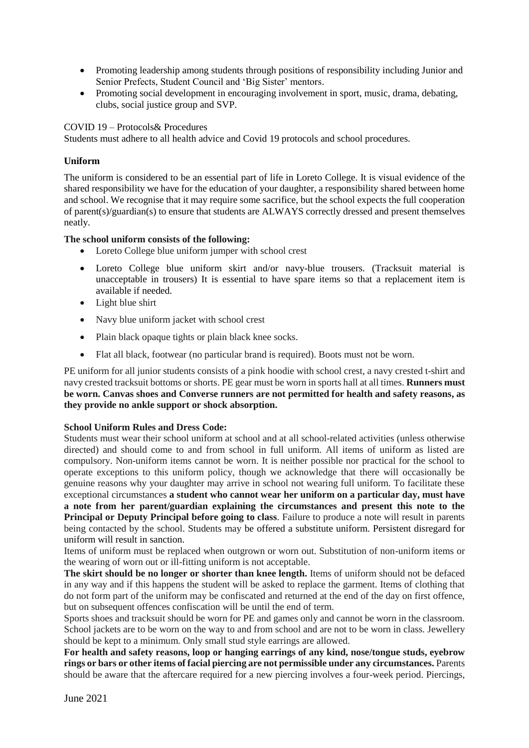- Promoting leadership among students through positions of responsibility including Junior and Senior Prefects, Student Council and 'Big Sister' mentors.
- Promoting social development in encouraging involvement in sport, music, drama, debating, clubs, social justice group and SVP.

COVID 19 – Protocols& Procedures

Students must adhere to all health advice and Covid 19 protocols and school procedures.

## Uniform

The uniform is considered to be an essential part of life in Loreto College. It is visual evidence of the shared responsibility we have for the education of your daughter, a responsibility shared between home and school. We recognise that it may require some sacrifice, but the school expects the full cooperation of parent(s)/guardian(s) to ensure that students are ALWAYS correctly dressed and present themselves neatly.

**The school uniform consists of the following:**

- Loreto College blue uniform jumper with school crest
- Loreto College blue uniform skirt and/or navy-blue trousers. (Tracksuit material is unacceptable in trousers) It is essential to have spare items so that a replacement item is available if needed.
- Light blue shirt
- Navy blue uniform jacket with school crest
- Plain black opaque tights or plain black knee socks.
- Flat all black, footwear (no particular brand is required). Boots must not be worn.

PE uniform for all junior students consists of a pink hoodie with school crest, a navy crested t-shirt and navy crested tracksuit bottoms or shorts. PE gear must be worn in sports hall at all times. **Runners must be worn. Canvas shoes and Converse runners are not permitted for health and safety reasons, as they provide no ankle support or shock absorption.**

**School Uniform Rules and Dress Code:**

Students must wear their school uniform at school and at all school-related activities (unless otherwise directed) and should come to and from school in full uniform. All items of uniform as listed are compulsory. Non-uniform items cannot be worn. It is neither possible nor practical for the school to operate exceptions to this uniform policy, though we acknowledge that there will occasionally be genuine reasons why your daughter may arrive in school not wearing full uniform. To facilitate these exceptional circumstances **a student who cannot wear her uniform on a particular day, must have a note from her parent/guardian explaining the circumstances and present this note to the Principal or Deputy Principal before going to class**. Failure to produce a note will result in parents being contacted by the school. Students may be offered a substitute uniform. Persistent disregard for uniform will result in sanction.

Items of uniform must be replaced when outgrown or worn out. Substitution of non-uniform items or the wearing of worn out or ill-fitting uniform is not acceptable.

**The skirt should be no longer or shorter than knee length.** Items of uniform should not be defaced in any way and if this happens the student will be asked to replace the garment. Items of clothing that do not form part of the uniform may be confiscated and returned at the end of the day on first offence, but on subsequent offences confiscation will be until the end of term.

Sports shoes and tracksuit should be worn for PE and games only and cannot be worn in the classroom. School jackets are to be worn on the way to and from school and are not to be worn in class. Jewellery should be kept to a minimum. Only small stud style earrings are allowed.

**For health and safety reasons, loop or hanging earrings of any kind, nose/tongue studs, eyebrow rings or bars or other items of facial piercing are not permissible under any circumstances.** Parents should be aware that the aftercare required for a new piercing involves a four-week period. Piercings,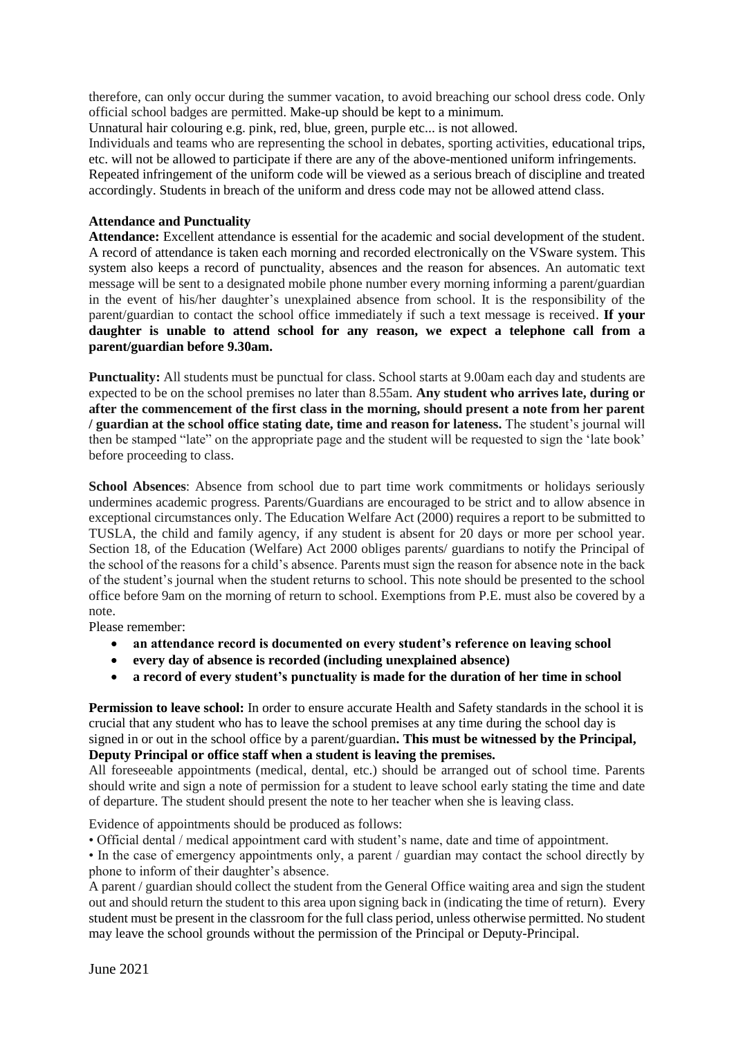therefore, can only occur during the summer vacation, to avoid breaching our school dress code. Only official school badges are permitted. Make-up should be kept to a minimum.

Unnatural hair colouring e.g. pink, red, blue, green, purple etc... is not allowed.

Individuals and teams who are representing the school in debates, sporting activities, educational trips, etc. will not be allowed to participate if there are any of the above-mentioned uniform infringements. Repeated infringement of the uniform code will be viewed as a serious breach of discipline and treated accordingly. Students in breach of the uniform and dress code may not be allowed attend class.

**Attendance and Punctuality**

**Attendance:** Excellent attendance is essential for the academic and social development of the student. A record of attendance is taken each morning and recorded electronically on the VSware system. This system also keeps a record of punctuality, absences and the reason for absences. An automatic text message will be sent to a designated mobile phone number every morning informing a parent/guardian in the event of his/her daughter's unexplained absence from school. It is the responsibility of the parent/guardian to contact the school office immediately if such a text message is received. **If your daughter is unable to attend school for any reason, we expect a telephone call from a parent/guardian before 9.30am.**

**Punctuality:** All students must be punctual for class. School starts at 9.00am each day and students are expected to be on the school premises no later than 8.55am. **Any student who arrives late, during or after the commencement of the first class in the morning, should present a note from her parent / guardian at the school office stating date, time and reason for lateness.** The student's journal will then be stamped "late" on the appropriate page and the student will be requested to sign the 'late book' before proceeding to class.

**School Absences**: Absence from school due to part time work commitments or holidays seriously undermines academic progress. Parents/Guardians are encouraged to be strict and to allow absence in exceptional circumstances only. The Education Welfare Act (2000) requires a report to be submitted to TUSLA, the child and family agency, if any student is absent for 20 days or more per school year. Section 18, of the Education (Welfare) Act 2000 obliges parents/ guardians to notify the Principal of the school of the reasons for a child's absence. Parents must sign the reason for absence note in the back of the student's journal when the student returns to school. This note should be presented to the school office before 9am on the morning of return to school. Exemptions from P.E. must also be covered by a note.

Please remember:

- **an attendance record is documented on every student's reference on leaving school**
- **every day of absence is recorded (including unexplained absence)**
- **a record of every student's punctuality is made for the duration of her time in school**

**Permission to leave school:** In order to ensure accurate Health and Safety standards in the school it is crucial that any student who has to leave the school premises at any time during the school day is signed in or out in the school office by a parent/guardian**. This must be witnessed by the Principal, Deputy Principal or office staff when a student is leaving the premises.**

All foreseeable appointments (medical, dental, etc.) should be arranged out of school time. Parents should write and sign a note of permission for a student to leave school early stating the time and date of departure. The student should present the note to her teacher when she is leaving class.

Evidence of appointments should be produced as follows:

- Official dental / medical appointment card with student's name, date and time of appointment.
- In the case of emergency appointments only, a parent / guardian may contact the school directly by phone to inform of their daughter's absence.

A parent / guardian should collect the student from the General Office waiting area and sign the student out and should return the student to this area upon signing back in (indicating the time of return). Every student must be present in the classroom for the full class period, unless otherwise permitted. No student may leave the school grounds without the permission of the Principal or Deputy-Principal.

June 2021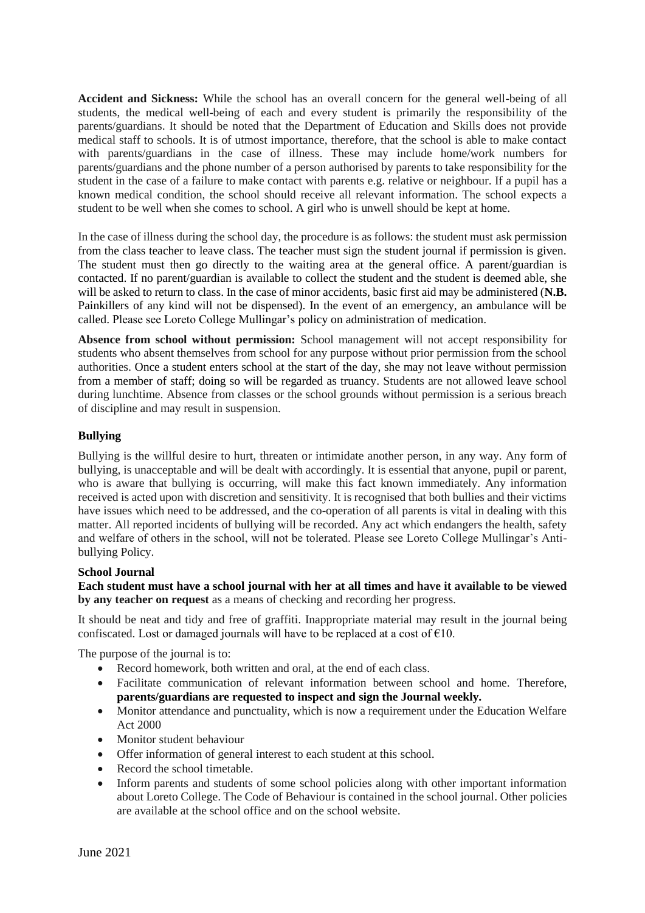**Accident and Sickness:** While the school has an overall concern for the general well-being of all students, the medical well-being of each and every student is primarily the responsibility of the parents/guardians. It should be noted that the Department of Education and Skills does not provide medical staff to schools. It is of utmost importance, therefore, that the school is able to make contact with parents/guardians in the case of illness. These may include home/work numbers for parents/guardians and the phone number of a person authorised by parents to take responsibility for the student in the case of a failure to make contact with parents e.g. relative or neighbour. If a pupil has a known medical condition, the school should receive all relevant information. The school expects a student to be well when she comes to school. A girl who is unwell should be kept at home.

In the case of illness during the school day, the procedure is as follows: the student must ask permission from the class teacher to leave class. The teacher must sign the student journal if permission is given. The student must then go directly to the waiting area at the general office. A parent/guardian is contacted. If no parent/guardian is available to collect the student and the student is deemed able, she will be asked to return to class. In the case of minor accidents, basic first aid may be administered (**N.B.** Painkillers of any kind will not be dispensed). In the event of an emergency, an ambulance will be called. Please see Loreto College Mullingar's policy on administration of medication.

**Absence from school without permission:** School management will not accept responsibility for students who absent themselves from school for any purpose without prior permission from the school authorities. Once a student enters school at the start of the day, she may not leave without permission from a member of staff; doing so will be regarded as truancy. Students are not allowed leave school during lunchtime. Absence from classes or the school grounds without permission is a serious breach of discipline and may result in suspension.

**Bullying**

Bullying is the willful desire to hurt, threaten or intimidate another person, in any way. Any form of bullying, is unacceptable and will be dealt with accordingly. It is essential that anyone, pupil or parent, who is aware that bullying is occurring, will make this fact known immediately. Any information received is acted upon with discretion and sensitivity. It is recognised that both bullies and their victims have issues which need to be addressed, and the co-operation of all parents is vital in dealing with this matter. All reported incidents of bullying will be recorded. Any act which endangers the health, safety and welfare of others in the school, will not be tolerated. Please see Loreto College Mullingar's Anti-bullying Policy.

**School Journal**

**Each student must have a school journal with her at all times and have it available to be viewed by any teacher on request** as a means of checking and recording her progress.

It should be neat and tidy and free of graffiti. Inappropriate material may result in the journal being confiscated. Lost or damaged journals will have to be replaced at a cost of €10.

The purpose of the journal is to:

- Record homework, both written and oral, at the end of each class.
- Facilitate communication of relevant information between school and home. Therefore, **parents/guardians are requested to inspect and sign the Journal weekly.**
- Monitor attendance and punctuality, which is now a requirement under the Education Welfare Act 2000
- Monitor student behaviour
- Offer information of general interest to each student at this school.
- Record the school timetable.
- Inform parents and students of some school policies along with other important information about Loreto College. The Code of Behaviour is contained in the school journal. Other policies are available at the school office and on the school website.

June 2021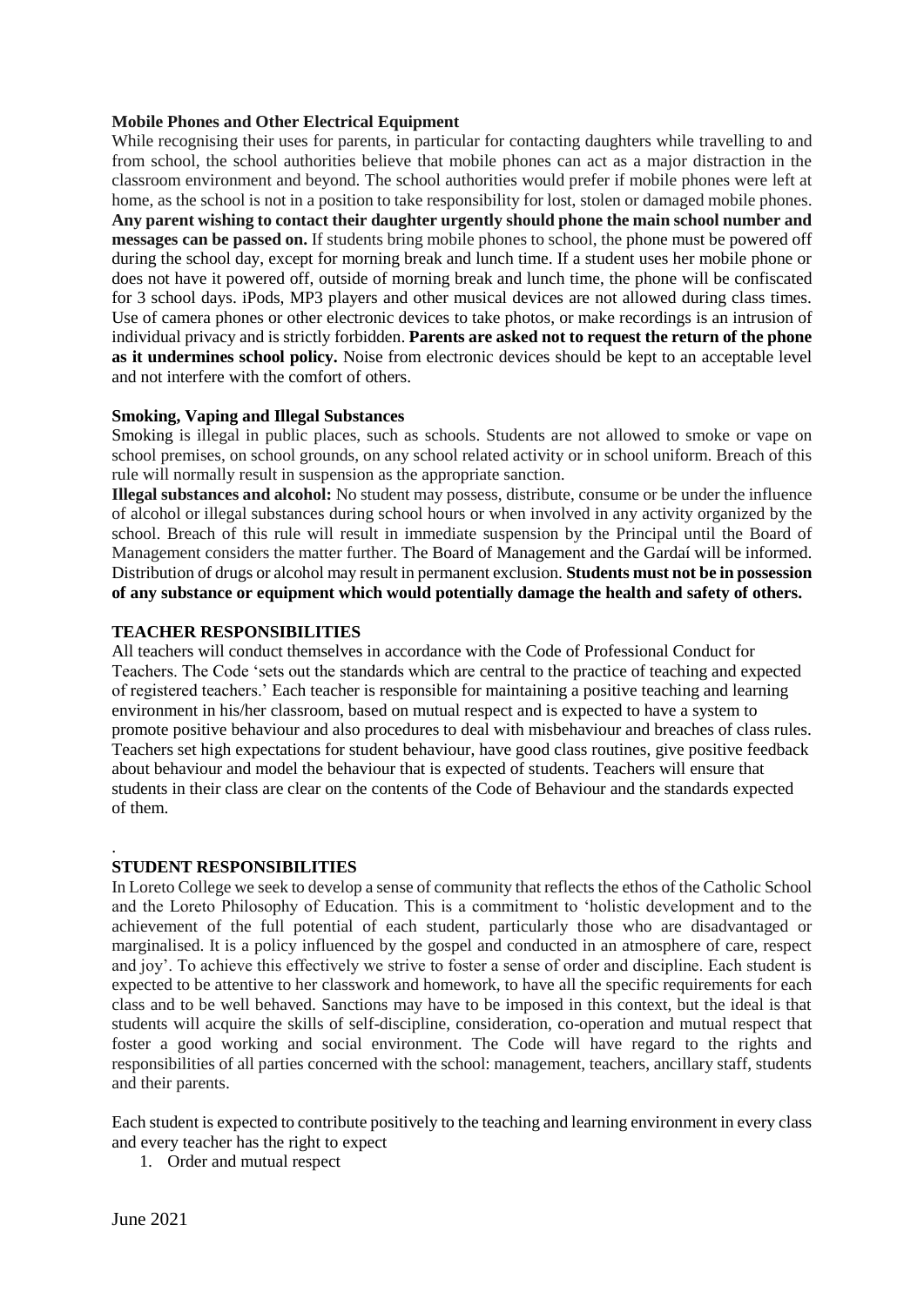**Mobile Phones and Other Electrical Equipment**

While recognising their uses for parents, in particular for contacting daughters while travelling to and from school, the school authorities believe that mobile phones can act as a major distraction in the classroom environment and beyond. The school authorities would prefer if mobile phones were left at home, as the school is not in a position to take responsibility for lost, stolen or damaged mobile phones. **Any parent wishing to contact their daughter urgently should phone the main school number and messages can be passed on.** If students bring mobile phones to school, the phone must be powered off during the school day, except for morning break and lunch time. If a student uses her mobile phone or does not have it powered off, outside of morning break and lunch time, the phone will be confiscated for 3 school days. iPods, MP3 players and other musical devices are not allowed during class times. Use of camera phones or other electronic devices to take photos, or make recordings is an intrusion of individual privacy and is strictly forbidden. **Parents are asked not to request the return of the phone as it undermines school policy.** Noise from electronic devices should be kept to an acceptable level and not interfere with the comfort of others.

**Smoking, Vaping and Illegal Substances**

Smoking is illegal in public places, such as schools. Students are not allowed to smoke or vape on school premises, on school grounds, on any school related activity or in school uniform. Breach of this rule will normally result in suspension as the appropriate sanction.

**Illegal substances and alcohol:** No student may possess, distribute, consume or be under the influence of alcohol or illegal substances during school hours or when involved in any activity organized by the school. Breach of this rule will result in immediate suspension by the Principal until the Board of Management considers the matter further. The Board of Management and the Gardaí will be informed. Distribution of drugs or alcohol may result in permanent exclusion. **Students must not be in possession of any substance or equipment which would potentially damage the health and safety of others.**

**TEACHER RESPONSIBILITIES**

All teachers will conduct themselves in accordance with the Code of Professional Conduct for Teachers. The Code 'sets out the standards which are central to the practice of teaching and expected of registered teachers.' Each teacher is responsible for maintaining a positive teaching and learning environment in his/her classroom, based on mutual respect and is expected to have a system to promote positive behaviour and also procedures to deal with misbehaviour and breaches of class rules. Teachers set high expectations for student behaviour, have good class routines, give positive feedback about behaviour and model the behaviour that is expected of students. Teachers will ensure that students in their class are clear on the contents of the Code of Behaviour and the standards expected of them.

**STUDENT RESPONSIBILITIES**

In Loreto College we seek to develop a sense of community that reflects the ethos of the Catholic School and the Loreto Philosophy of Education. This is a commitment to 'holistic development and to the achievement of the full potential of each student, particularly those who are disadvantaged or marginalised. It is a policy influenced by the gospel and conducted in an atmosphere of care, respect and joy'. To achieve this effectively we strive to foster a sense of order and discipline. Each student is expected to be attentive to her classwork and homework, to have all the specific requirements for each class and to be well behaved. Sanctions may have to be imposed in this context, but the ideal is that students will acquire the skills of self-discipline, consideration, co-operation and mutual respect that foster a good working and social environment. The Code will have regard to the rights and responsibilities of all parties concerned with the school: management, teachers, ancillary staff, students and their parents.

Each student is expected to contribute positively to the teaching and learning environment in every class and every teacher has the right to expect

1. Order and mutual respect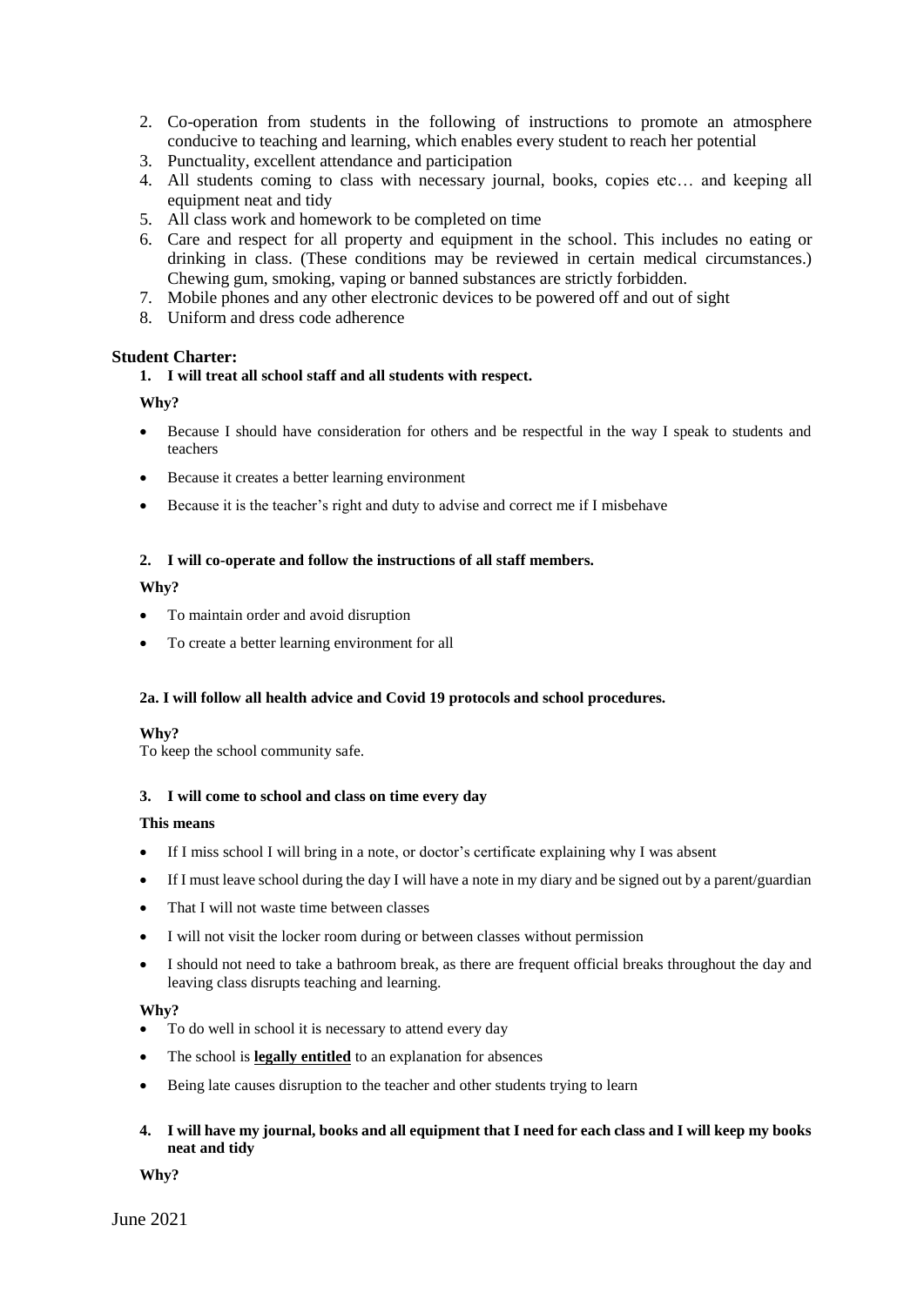2. Co-operation from students in the following of instructions to promote an atmosphere conducive to teaching and learning, which enables every student to reach her potential
3. Punctuality, excellent attendance and participation
4. All students coming to class with necessary journal, books, copies etc… and keeping all equipment neat and tidy
5. All class work and homework to be completed on time
6. Care and respect for all property and equipment in the school. This includes no eating or drinking in class. (These conditions may be reviewed in certain medical circumstances.) Chewing gum, smoking, vaping or banned substances are strictly forbidden.
7. Mobile phones and any other electronic devices to be powered off and out of sight
8. Uniform and dress code adherence

## Student Charter:

**1. I will treat all school staff and all students with respect.**

**Why?**

- Because I should have consideration for others and be respectful in the way I speak to students and teachers
- Because it creates a better learning environment
- Because it is the teacher's right and duty to advise and correct me if I misbehave

**2. I will co-operate and follow the instructions of all staff members.**

**Why?**

- To maintain order and avoid disruption
- To create a better learning environment for all

**2a. I will follow all health advice and Covid 19 protocols and school procedures.**

**Why?**

To keep the school community safe.

**3. I will come to school and class on time every day**

**This means**

- If I miss school I will bring in a note, or doctor's certificate explaining why I was absent
- If I must leave school during the day I will have a note in my diary and be signed out by a parent/guardian
- That I will not waste time between classes
- I will not visit the locker room during or between classes without permission
- I should not need to take a bathroom break, as there are frequent official breaks throughout the day and leaving class disrupts teaching and learning.

**Why?**

- To do well in school it is necessary to attend every day
- The school is **legally entitled** to an explanation for absences
- Being late causes disruption to the teacher and other students trying to learn

**4. I will have my journal, books and all equipment that I need for each class and I will keep my books neat and tidy**

**Why?**

June 2021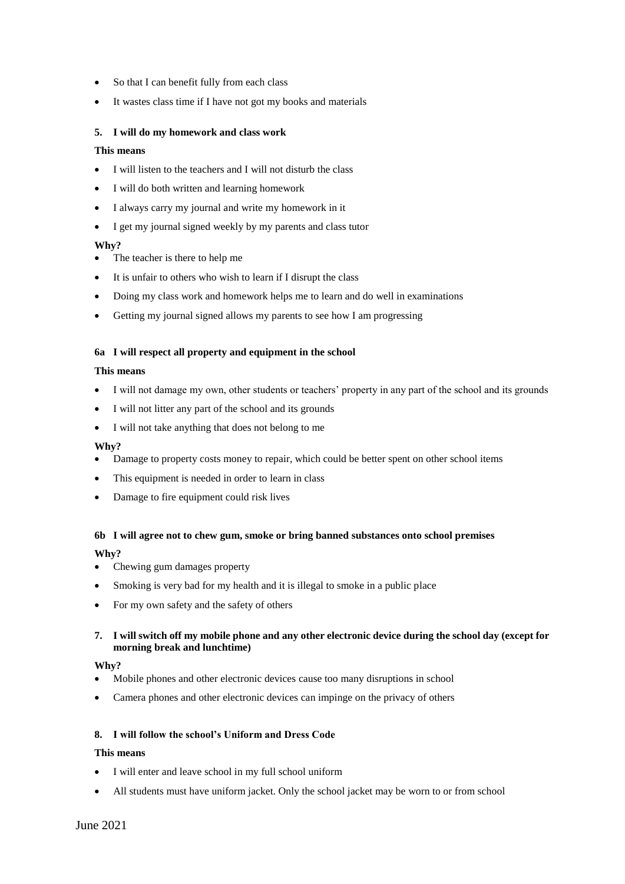- So that I can benefit fully from each class
- It wastes class time if I have not got my books and materials

**5. I will do my homework and class work**

**This means**

- I will listen to the teachers and I will not disturb the class
- I will do both written and learning homework
- I always carry my journal and write my homework in it
- I get my journal signed weekly by my parents and class tutor

**Why?**

- The teacher is there to help me
- It is unfair to others who wish to learn if I disrupt the class
- Doing my class work and homework helps me to learn and do well in examinations
- Getting my journal signed allows my parents to see how I am progressing

**6a I will respect all property and equipment in the school**

**This means**

- I will not damage my own, other students or teachers' property in any part of the school and its grounds
- I will not litter any part of the school and its grounds
- I will not take anything that does not belong to me

**Why?**

- Damage to property costs money to repair, which could be better spent on other school items
- This equipment is needed in order to learn in class
- Damage to fire equipment could risk lives

**6b I will agree not to chew gum, smoke or bring banned substances onto school premises**

**Why?**

- Chewing gum damages property
- Smoking is very bad for my health and it is illegal to smoke in a public place
- For my own safety and the safety of others

**7. I will switch off my mobile phone and any other electronic device during the school day (except for morning break and lunchtime)**

**Why?**

- Mobile phones and other electronic devices cause too many disruptions in school
- Camera phones and other electronic devices can impinge on the privacy of others

**8. I will follow the school's Uniform and Dress Code**

**This means**

- I will enter and leave school in my full school uniform
- All students must have uniform jacket. Only the school jacket may be worn to or from school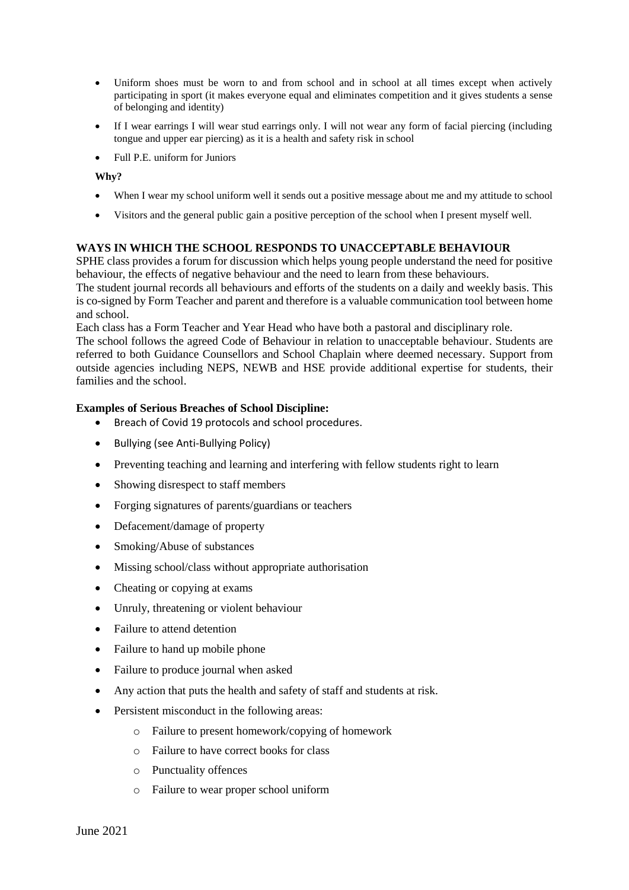- Uniform shoes must be worn to and from school and in school at all times except when actively participating in sport (it makes everyone equal and eliminates competition and it gives students a sense of belonging and identity)
- If I wear earrings I will wear stud earrings only. I will not wear any form of facial piercing (including tongue and upper ear piercing) as it is a health and safety risk in school
- Full P.E. uniform for Juniors

**Why?**

- When I wear my school uniform well it sends out a positive message about me and my attitude to school
- Visitors and the general public gain a positive perception of the school when I present myself well.

## WAYS IN WHICH THE SCHOOL RESPONDS TO UNACCEPTABLE BEHAVIOUR

SPHE class provides a forum for discussion which helps young people understand the need for positive behaviour, the effects of negative behaviour and the need to learn from these behaviours.

The student journal records all behaviours and efforts of the students on a daily and weekly basis. This is co-signed by Form Teacher and parent and therefore is a valuable communication tool between home and school.

Each class has a Form Teacher and Year Head who have both a pastoral and disciplinary role.

The school follows the agreed Code of Behaviour in relation to unacceptable behaviour. Students are referred to both Guidance Counsellors and School Chaplain where deemed necessary. Support from outside agencies including NEPS, NEWB and HSE provide additional expertise for students, their families and the school.

**Examples of Serious Breaches of School Discipline:**

- Breach of Covid 19 protocols and school procedures.
- Bullying (see Anti-Bullying Policy)
- Preventing teaching and learning and interfering with fellow students right to learn
- Showing disrespect to staff members
- Forging signatures of parents/guardians or teachers
- Defacement/damage of property
- Smoking/Abuse of substances
- Missing school/class without appropriate authorisation
- Cheating or copying at exams
- Unruly, threatening or violent behaviour
- Failure to attend detention
- Failure to hand up mobile phone
- Failure to produce journal when asked
- Any action that puts the health and safety of staff and students at risk.
- Persistent misconduct in the following areas:
  - Failure to present homework/copying of homework
  - Failure to have correct books for class
  - Punctuality offences
  - Failure to wear proper school uniform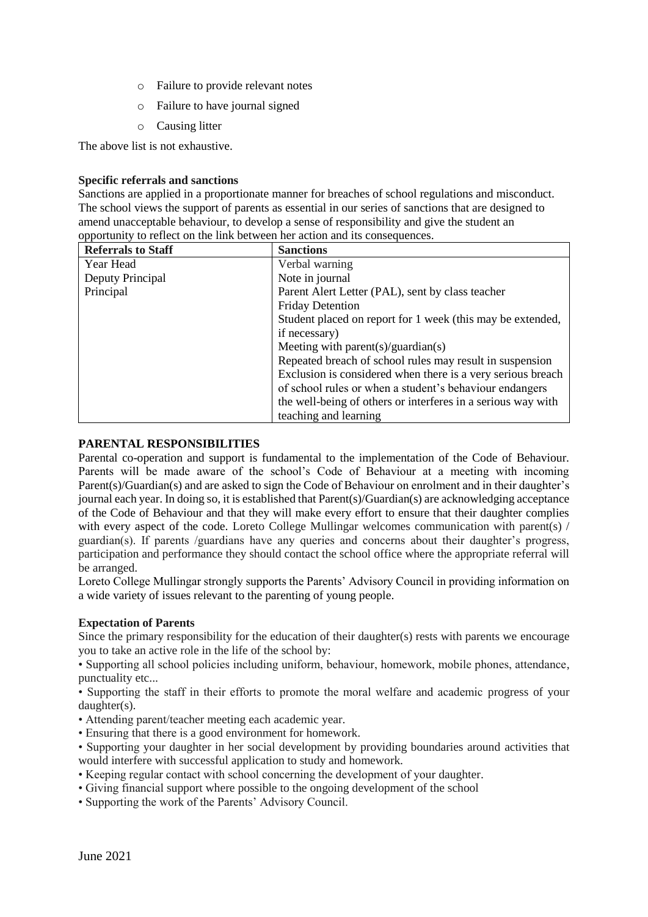- Failure to provide relevant notes
- Failure to have journal signed
- Causing litter

The above list is not exhaustive.

**Specific referrals and sanctions**

Sanctions are applied in a proportionate manner for breaches of school regulations and misconduct. The school views the support of parents as essential in our series of sanctions that are designed to amend unacceptable behaviour, to develop a sense of responsibility and give the student an opportunity to reflect on the link between her action and its consequences.

| Referrals to Staff | Sanctions |
| --- | --- |
| Year Head | Verbal warning |
| Deputy Principal | Note in journal |
| Principal | Parent Alert Letter (PAL), sent by class teacher |
| | Friday Detention |
| | Student placed on report for 1 week (this may be extended, if necessary) |
| | Meeting with parent(s)/guardian(s) |
| | Repeated breach of school rules may result in suspension |
| | Exclusion is considered when there is a very serious breach of school rules or when a student's behaviour endangers the well-being of others or interferes in a serious way with teaching and learning |

**PARENTAL RESPONSIBILITIES**

Parental co-operation and support is fundamental to the implementation of the Code of Behaviour. Parents will be made aware of the school's Code of Behaviour at a meeting with incoming Parent(s)/Guardian(s) and are asked to sign the Code of Behaviour on enrolment and in their daughter's journal each year. In doing so, it is established that Parent(s)/Guardian(s) are acknowledging acceptance of the Code of Behaviour and that they will make every effort to ensure that their daughter complies with every aspect of the code. Loreto College Mullingar welcomes communication with parent(s) / guardian(s). If parents /guardians have any queries and concerns about their daughter's progress, participation and performance they should contact the school office where the appropriate referral will be arranged.

Loreto College Mullingar strongly supports the Parents' Advisory Council in providing information on a wide variety of issues relevant to the parenting of young people.

**Expectation of Parents**

Since the primary responsibility for the education of their daughter(s) rests with parents we encourage you to take an active role in the life of the school by:

- Supporting all school policies including uniform, behaviour, homework, mobile phones, attendance, punctuality etc...
- Supporting the staff in their efforts to promote the moral welfare and academic progress of your daughter(s).
- Attending parent/teacher meeting each academic year.
- Ensuring that there is a good environment for homework.
- Supporting your daughter in her social development by providing boundaries around activities that would interfere with successful application to study and homework.
- Keeping regular contact with school concerning the development of your daughter.
- Giving financial support where possible to the ongoing development of the school
- Supporting the work of the Parents' Advisory Council.

June 2021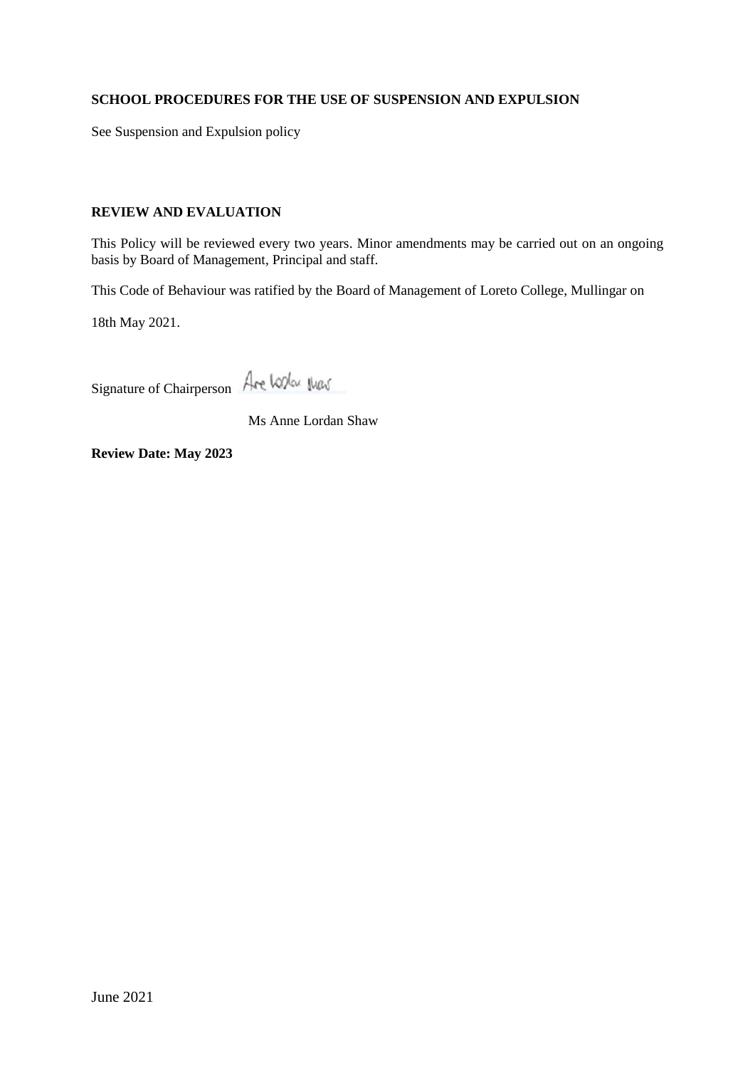**SCHOOL PROCEDURES FOR THE USE OF SUSPENSION AND EXPULSION**

See Suspension and Expulsion policy

**REVIEW AND EVALUATION**

This Policy will be reviewed every two years. Minor amendments may be carried out on an ongoing basis by Board of Management, Principal and staff.

This Code of Behaviour was ratified by the Board of Management of Loreto College, Mullingar on

18th May 2021.

Signature of Chairperson

Ms Anne Lordan Shaw

**Review Date: May 2023**

June 2021